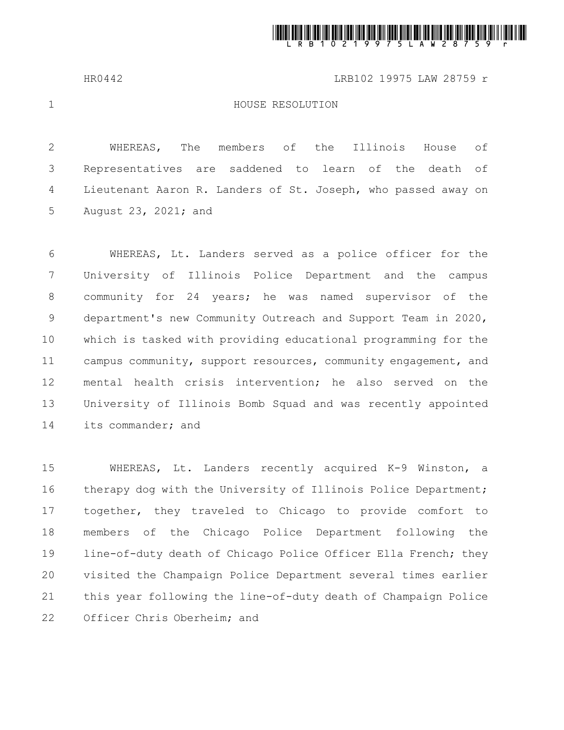HR0442 LRB102 19975 LAW 28759 r

# HOUSE RESOLUTION

WHEREAS, The members of the Illinois House of Representatives are saddened to learn of the death of Lieutenant Aaron R. Landers of St. Joseph, who passed away on August 23, 2021; and

WHEREAS, Lt. Landers served as a police officer for the University of Illinois Police Department and the campus community for 24 years; he was named supervisor of the department's new Community Outreach and Support Team in 2020, which is tasked with providing educational programming for the campus community, support resources, community engagement, and mental health crisis intervention; he also served on the University of Illinois Bomb Squad and was recently appointed its commander; and

WHEREAS, Lt. Landers recently acquired K-9 Winston, a therapy dog with the University of Illinois Police Department; together, they traveled to Chicago to provide comfort to members of the Chicago Police Department following the line-of-duty death of Chicago Police Officer Ella French; they visited the Champaign Police Department several times earlier this year following the line-of-duty death of Champaign Police Officer Chris Oberheim; and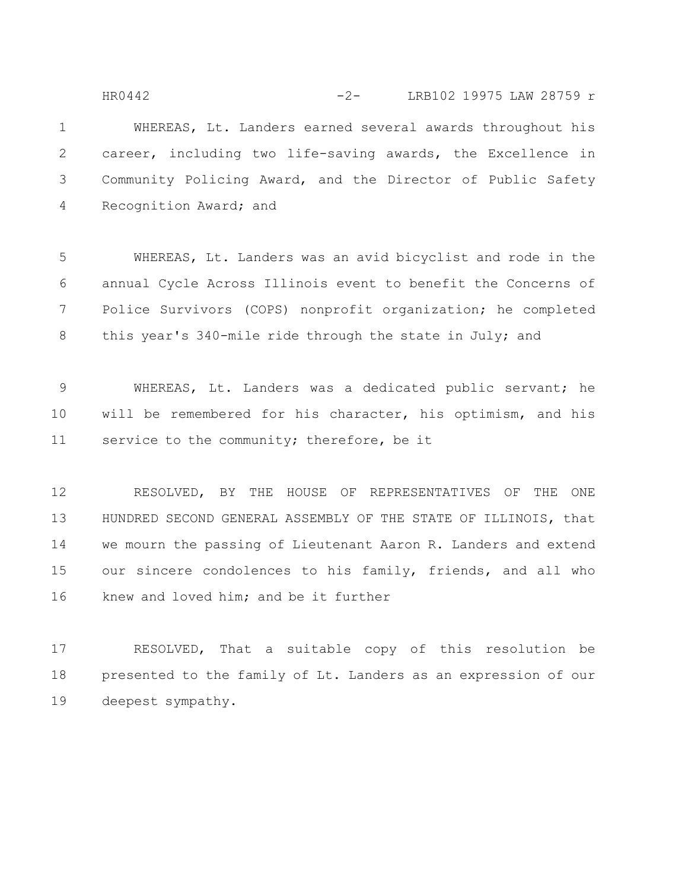WHEREAS, Lt. Landers earned several awards throughout his career, including two life-saving awards, the Excellence in Community Policing Award, and the Director of Public Safety Recognition Award; and

WHEREAS, Lt. Landers was an avid bicyclist and rode in the annual Cycle Across Illinois event to benefit the Concerns of Police Survivors (COPS) nonprofit organization; he completed this year's 340-mile ride through the state in July; and

WHEREAS, Lt. Landers was a dedicated public servant; he will be remembered for his character, his optimism, and his service to the community; therefore, be it

RESOLVED, BY THE HOUSE OF REPRESENTATIVES OF THE ONE HUNDRED SECOND GENERAL ASSEMBLY OF THE STATE OF ILLINOIS, that we mourn the passing of Lieutenant Aaron R. Landers and extend our sincere condolences to his family, friends, and all who knew and loved him; and be it further

RESOLVED, That a suitable copy of this resolution be presented to the family of Lt. Landers as an expression of our deepest sympathy.